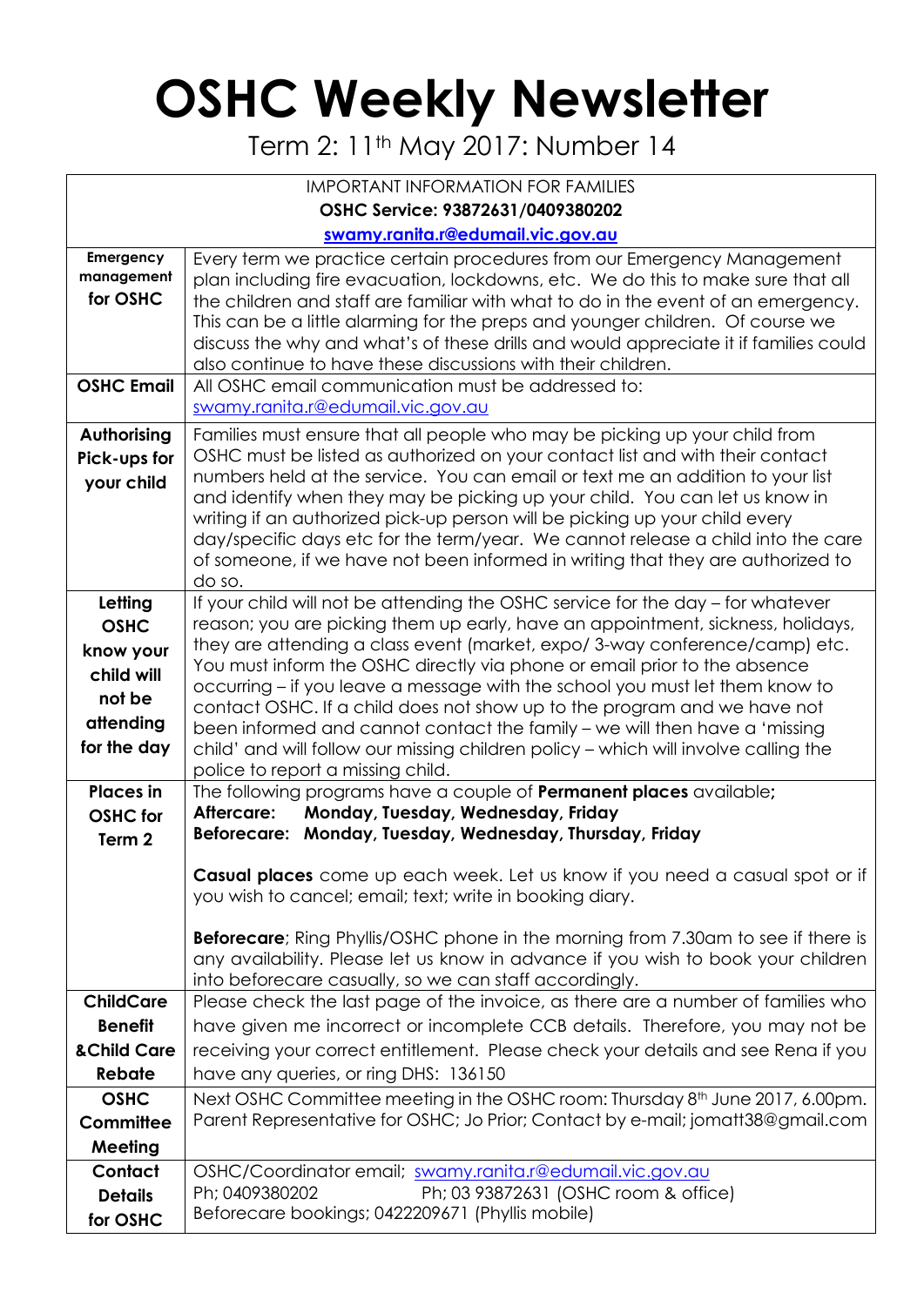# OSHC Weekly Newsletter

Term 2: 11th May 2017: Number 14

| IMPORTANT INFORMATION FOR FAMILIES<br>**OSHC Service: 93872631/0409380202**<br>**swamy.ranita.r@edumail.vic.gov.au** | |
|---|---|
| **Emergency management for OSHC** | Every term we practice certain procedures from our Emergency Management plan including fire evacuation, lockdowns, etc. We do this to make sure that all the children and staff are familiar with what to do in the event of an emergency. This can be a little alarming for the preps and younger children. Of course we discuss the why and what's of these drills and would appreciate it if families could also continue to have these discussions with their children. |
| **OSHC Email** | All OSHC email communication must be addressed to: swamy.ranita.r@edumail.vic.gov.au |
| **Authorising Pick-ups for your child** | Families must ensure that all people who may be picking up your child from OSHC must be listed as authorized on your contact list and with their contact numbers held at the service. You can email or text me an addition to your list and identify when they may be picking up your child. You can let us know in writing if an authorized pick-up person will be picking up your child every day/specific days etc for the term/year. We cannot release a child into the care of someone, if we have not been informed in writing that they are authorized to do so. |
| **Letting OSHC know your child will not be attending for the day** | If your child will not be attending the OSHC service for the day – for whatever reason; you are picking them up early, have an appointment, sickness, holidays, they are attending a class event (market, expo/ 3-way conference/camp) etc. You must inform the OSHC directly via phone or email prior to the absence occurring – if you leave a message with the school you must let them know to contact OSHC. If a child does not show up to the program and we have not been informed and cannot contact the family – we will then have a 'missing child' and will follow our missing children policy – which will involve calling the police to report a missing child. |
| **Places in OSHC for Term 2** | The following programs have a couple of **Permanent places** available**;**<br>**Aftercare: Monday, Tuesday, Wednesday, Friday**<br>**Beforecare: Monday, Tuesday, Wednesday, Thursday, Friday**<br><br>**Casual places** come up each week. Let us know if you need a casual spot or if you wish to cancel; email; text; write in booking diary.<br><br>**Beforecare**; Ring Phyllis/OSHC phone in the morning from 7.30am to see if there is any availability. Please let us know in advance if you wish to book your children into beforecare casually, so we can staff accordingly. |
| **ChildCare Benefit &Child Care Rebate** | Please check the last page of the invoice, as there are a number of families who have given me incorrect or incomplete CCB details. Therefore, you may not be receiving your correct entitlement. Please check your details and see Rena if you have any queries, or ring DHS: 136150 |
| **OSHC Committee Meeting** | Next OSHC Committee meeting in the OSHC room: Thursday 8th June 2017, 6.00pm. Parent Representative for OSHC; Jo Prior; Contact by e-mail; jomatt38@gmail.com |
| **Contact Details for OSHC** | OSHC/Coordinator email; swamy.ranita.r@edumail.vic.gov.au<br>Ph; 0409380202 Ph; 03 93872631 (OSHC room & office)<br>Beforecare bookings; 0422209671 (Phyllis mobile) |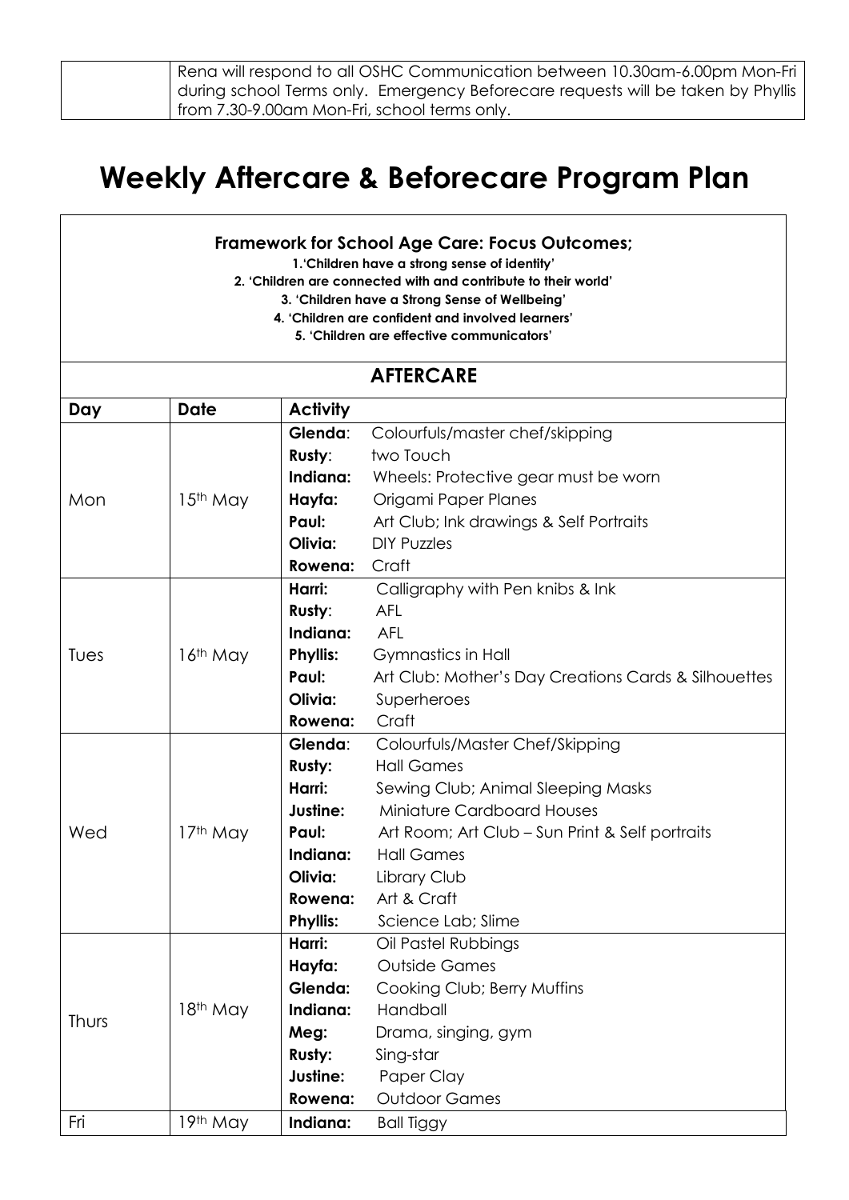| | |
|---|---|
| | Rena will respond to all OSHC Communication between 10.30am-6.00pm Mon-Fri during school Terms only. Emergency Beforecare requests will be taken by Phyllis from 7.30-9.00am Mon-Fri, school terms only. |

# Weekly Aftercare & Beforecare Program Plan

**Framework for School Age Care: Focus Outcomes;**

**1.'Children have a strong sense of identity'**
**2. 'Children are connected with and contribute to their world'**
**3. 'Children have a Strong Sense of Wellbeing'**
**4. 'Children are confident and involved learners'**
**5. 'Children are effective communicators'**

## AFTERCARE

| Day | Date | Activity | |
|---|---|---|---|
| Mon | 15th May | **Glenda**: | Colourfuls/master chef/skipping |
| | | **Rusty**: | two Touch |
| | | **Indiana:** | Wheels: Protective gear must be worn |
| | | **Hayfa:** | Origami Paper Planes |
| | | **Paul:** | Art Club; Ink drawings & Self Portraits |
| | | **Olivia:** | DIY Puzzles |
| | | **Rowena:** | Craft |
| Tues | 16th May | **Harri:** | Calligraphy with Pen knibs & Ink |
| | | **Rusty**: | AFL |
| | | **Indiana:** | AFL |
| | | **Phyllis:** | Gymnastics in Hall |
| | | **Paul:** | Art Club: Mother's Day Creations Cards & Silhouettes |
| | | **Olivia:** | Superheroes |
| | | **Rowena:** | Craft |
| Wed | 17th May | **Glenda**: | Colourfuls/Master Chef/Skipping |
| | | **Rusty:** | Hall Games |
| | | **Harri:** | Sewing Club; Animal Sleeping Masks |
| | | **Justine:** | Miniature Cardboard Houses |
| | | **Paul:** | Art Room; Art Club – Sun Print & Self portraits |
| | | **Indiana:** | Hall Games |
| | | **Olivia:** | Library Club |
| | | **Rowena:** | Art & Craft |
| | | **Phyllis:** | Science Lab; Slime |
| Thurs | 18th May | **Harri:** | Oil Pastel Rubbings |
| | | **Hayfa:** | Outside Games |
| | | **Glenda:** | Cooking Club; Berry Muffins |
| | | **Indiana:** | Handball |
| | | **Meg:** | Drama, singing, gym |
| | | **Rusty:** | Sing-star |
| | | **Justine:** | Paper Clay |
| | | **Rowena:** | Outdoor Games |
| Fri | 19th May | **Indiana:** | Ball Tiggy |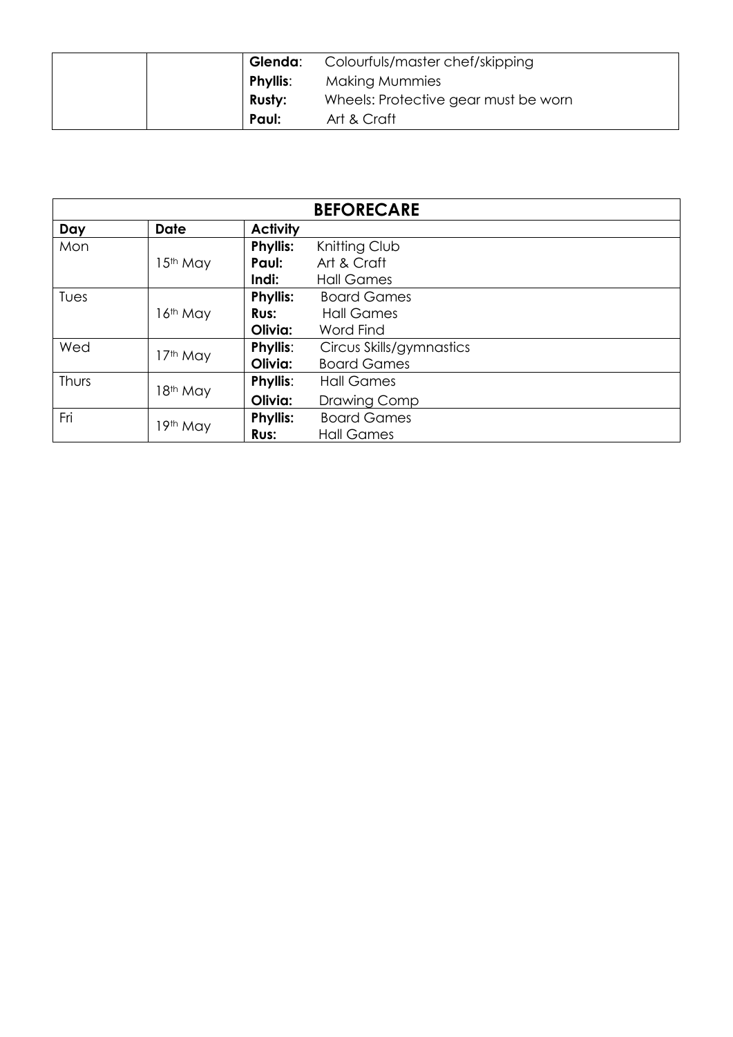| | | |
|---|---|---|
| | | **Glenda**: Colourfuls/master chef/skipping<br>**Phyllis**: Making Mummies<br>**Rusty:** Wheels: Protective gear must be worn<br>**Paul:** Art & Craft |

| **BEFORECARE** | | |
|---|---|---|
| **Day** | **Date** | **Activity** |
| Mon | 15th May | **Phyllis:** Knitting Club<br>**Paul:** Art & Craft<br>**Indi:** Hall Games |
| Tues | 16th May | **Phyllis:** Board Games<br>**Rus:** Hall Games<br>**Olivia:** Word Find |
| Wed | 17th May | **Phyllis**: Circus Skills/gymnastics<br>**Olivia:** Board Games |
| Thurs | 18th May | **Phyllis**: Hall Games<br>**Olivia:** Drawing Comp |
| Fri | 19th May | **Phyllis:** Board Games<br>**Rus:** Hall Games |